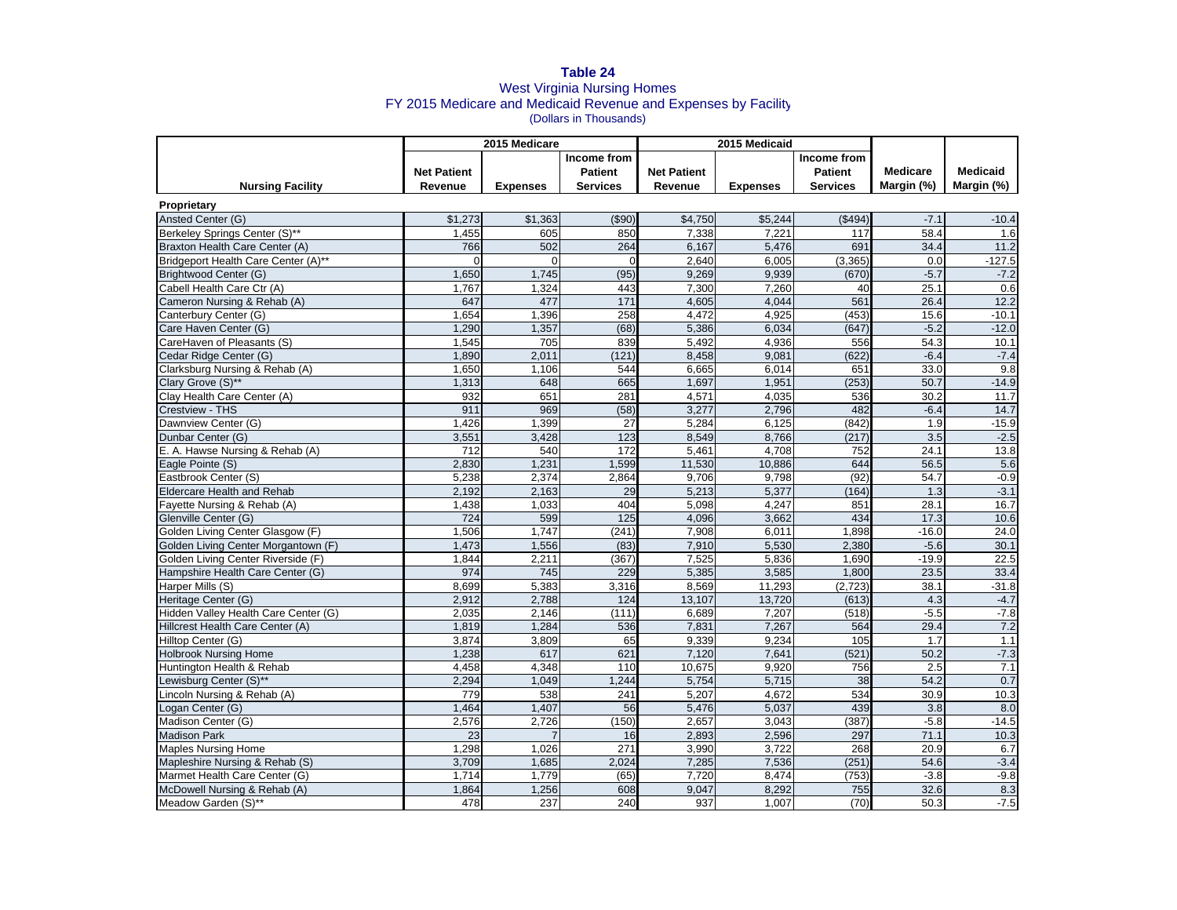**Table 24**
West Virginia Nursing Homes
FY 2015 Medicare and Medicaid Revenue and Expenses by Facility
(Dollars in Thousands)

| | 2015 Medicare | | | 2015 Medicaid | | | | |
|---|---|---|---|---|---|---|---|---|
| Nursing Facility | Net Patient Revenue | Expenses | Income from Patient Services | Net Patient Revenue | Expenses | Income from Patient Services | Medicare Margin (%) | Medicaid Margin (%) |
| **Proprietary** | | | | | | | | |
| Ansted Center (G) | $1,273 | $1,363 | ($90) | $4,750 | $5,244 | ($494) | -7.1 | -10.4 |
| Berkeley Springs Center (S)** | 1,455 | 605 | 850 | 7,338 | 7,221 | 117 | 58.4 | 1.6 |
| Braxton Health Care Center (A) | 766 | 502 | 264 | 6,167 | 5,476 | 691 | 34.4 | 11.2 |
| Bridgeport Health Care Center (A)** | 0 | 0 | 0 | 2,640 | 6,005 | (3,365) | 0.0 | -127.5 |
| Brightwood Center (G) | 1,650 | 1,745 | (95) | 9,269 | 9,939 | (670) | -5.7 | -7.2 |
| Cabell Health Care Ctr (A) | 1,767 | 1,324 | 443 | 7,300 | 7,260 | 40 | 25.1 | 0.6 |
| Cameron Nursing & Rehab (A) | 647 | 477 | 171 | 4,605 | 4,044 | 561 | 26.4 | 12.2 |
| Canterbury Center (G) | 1,654 | 1,396 | 258 | 4,472 | 4,925 | (453) | 15.6 | -10.1 |
| Care Haven Center (G) | 1,290 | 1,357 | (68) | 5,386 | 6,034 | (647) | -5.2 | -12.0 |
| CareHaven of Pleasants (S) | 1,545 | 705 | 839 | 5,492 | 4,936 | 556 | 54.3 | 10.1 |
| Cedar Ridge Center (G) | 1,890 | 2,011 | (121) | 8,458 | 9,081 | (622) | -6.4 | -7.4 |
| Clarksburg Nursing & Rehab (A) | 1,650 | 1,106 | 544 | 6,665 | 6,014 | 651 | 33.0 | 9.8 |
| Clary Grove (S)** | 1,313 | 648 | 665 | 1,697 | 1,951 | (253) | 50.7 | -14.9 |
| Clay Health Care Center (A) | 932 | 651 | 281 | 4,571 | 4,035 | 536 | 30.2 | 11.7 |
| Crestview - THS | 911 | 969 | (58) | 3,277 | 2,796 | 482 | -6.4 | 14.7 |
| Dawnview Center (G) | 1,426 | 1,399 | 27 | 5,284 | 6,125 | (842) | 1.9 | -15.9 |
| Dunbar Center (G) | 3,551 | 3,428 | 123 | 8,549 | 8,766 | (217) | 3.5 | -2.5 |
| E. A. Hawse Nursing & Rehab (A) | 712 | 540 | 172 | 5,461 | 4,708 | 752 | 24.1 | 13.8 |
| Eagle Pointe (S) | 2,830 | 1,231 | 1,599 | 11,530 | 10,886 | 644 | 56.5 | 5.6 |
| Eastbrook Center (S) | 5,238 | 2,374 | 2,864 | 9,706 | 9,798 | (92) | 54.7 | -0.9 |
| Eldercare Health and Rehab | 2,192 | 2,163 | 29 | 5,213 | 5,377 | (164) | 1.3 | -3.1 |
| Fayette Nursing & Rehab (A) | 1,438 | 1,033 | 404 | 5,098 | 4,247 | 851 | 28.1 | 16.7 |
| Glenville Center (G) | 724 | 599 | 125 | 4,096 | 3,662 | 434 | 17.3 | 10.6 |
| Golden Living Center Glasgow (F) | 1,506 | 1,747 | (241) | 7,908 | 6,011 | 1,898 | -16.0 | 24.0 |
| Golden Living Center Morgantown (F) | 1,473 | 1,556 | (83) | 7,910 | 5,530 | 2,380 | -5.6 | 30.1 |
| Golden Living Center Riverside (F) | 1,844 | 2,211 | (367) | 7,525 | 5,836 | 1,690 | -19.9 | 22.5 |
| Hampshire Health Care Center (G) | 974 | 745 | 229 | 5,385 | 3,585 | 1,800 | 23.5 | 33.4 |
| Harper Mills (S) | 8,699 | 5,383 | 3,316 | 8,569 | 11,293 | (2,723) | 38.1 | -31.8 |
| Heritage Center (G) | 2,912 | 2,788 | 124 | 13,107 | 13,720 | (613) | 4.3 | -4.7 |
| Hidden Valley Health Care Center (G) | 2,035 | 2,146 | (111) | 6,689 | 7,207 | (518) | -5.5 | -7.8 |
| Hillcrest Health Care Center (A) | 1,819 | 1,284 | 536 | 7,831 | 7,267 | 564 | 29.4 | 7.2 |
| Hilltop Center (G) | 3,874 | 3,809 | 65 | 9,339 | 9,234 | 105 | 1.7 | 1.1 |
| Holbrook Nursing Home | 1,238 | 617 | 621 | 7,120 | 7,641 | (521) | 50.2 | -7.3 |
| Huntington Health & Rehab | 4,458 | 4,348 | 110 | 10,675 | 9,920 | 756 | 2.5 | 7.1 |
| Lewisburg Center (S)** | 2,294 | 1,049 | 1,244 | 5,754 | 5,715 | 38 | 54.2 | 0.7 |
| Lincoln Nursing & Rehab (A) | 779 | 538 | 241 | 5,207 | 4,672 | 534 | 30.9 | 10.3 |
| Logan Center (G) | 1,464 | 1,407 | 56 | 5,476 | 5,037 | 439 | 3.8 | 8.0 |
| Madison Center (G) | 2,576 | 2,726 | (150) | 2,657 | 3,043 | (387) | -5.8 | -14.5 |
| Madison Park | 23 | 7 | 16 | 2,893 | 2,596 | 297 | 71.1 | 10.3 |
| Maples Nursing Home | 1,298 | 1,026 | 271 | 3,990 | 3,722 | 268 | 20.9 | 6.7 |
| Mapleshire Nursing & Rehab (S) | 3,709 | 1,685 | 2,024 | 7,285 | 7,536 | (251) | 54.6 | -3.4 |
| Marmet Health Care Center (G) | 1,714 | 1,779 | (65) | 7,720 | 8,474 | (753) | -3.8 | -9.8 |
| McDowell Nursing & Rehab (A) | 1,864 | 1,256 | 608 | 9,047 | 8,292 | 755 | 32.6 | 8.3 |
| Meadow Garden (S)** | 478 | 237 | 240 | 937 | 1,007 | (70) | 50.3 | -7.5 |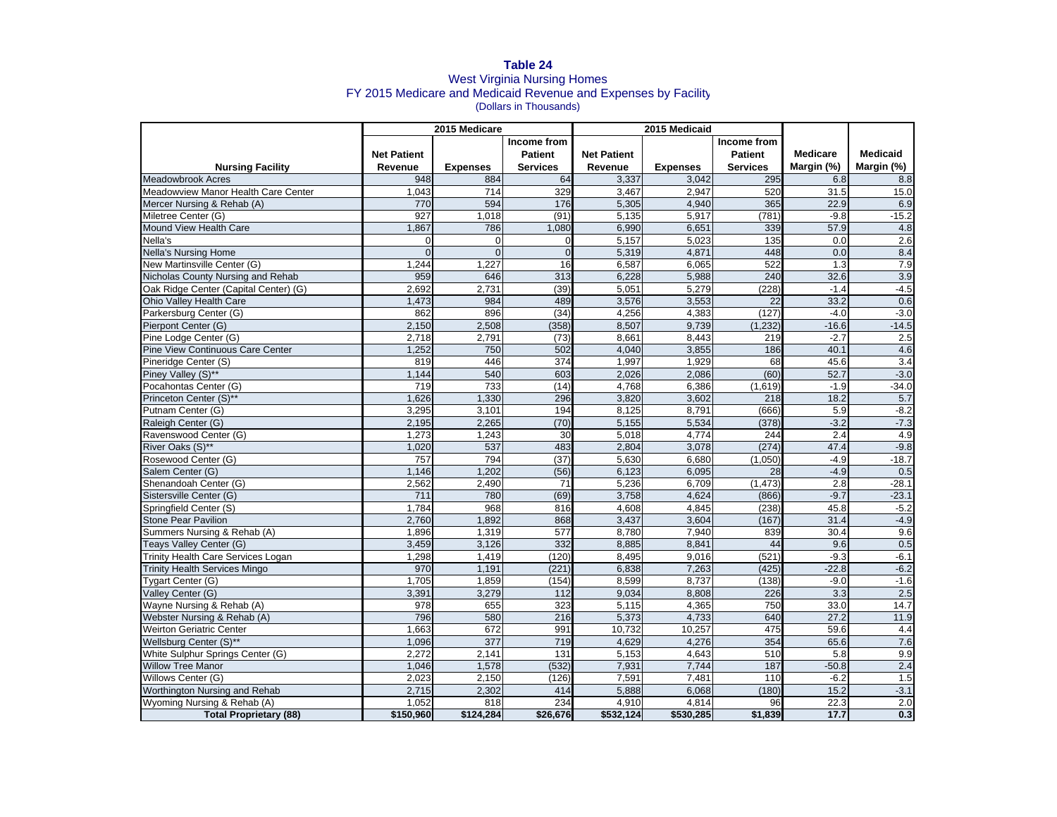**Table 24**
West Virginia Nursing Homes
FY 2015 Medicare and Medicaid Revenue and Expenses by Facility
(Dollars in Thousands)

| | 2015 Medicare | | | 2015 Medicaid | | | | |
|---|---|---|---|---|---|---|---|---|
| **Nursing Facility** | **Net Patient Revenue** | **Expenses** | **Income from Patient Services** | **Net Patient Revenue** | **Expenses** | **Income from Patient Services** | **Medicare Margin (%)** | **Medicaid Margin (%)** |
| Meadowbrook Acres | 948 | 884 | 64 | 3,337 | 3,042 | 295 | 6.8 | 8.8 |
| Meadowview Manor Health Care Center | 1,043 | 714 | 329 | 3,467 | 2,947 | 520 | 31.5 | 15.0 |
| Mercer Nursing & Rehab (A) | 770 | 594 | 176 | 5,305 | 4,940 | 365 | 22.9 | 6.9 |
| Miletree Center (G) | 927 | 1,018 | (91) | 5,135 | 5,917 | (781) | -9.8 | -15.2 |
| Mound View Health Care | 1,867 | 786 | 1,080 | 6,990 | 6,651 | 339 | 57.9 | 4.8 |
| Nella's | 0 | 0 | 0 | 5,157 | 5,023 | 135 | 0.0 | 2.6 |
| Nella's Nursing Home | 0 | 0 | 0 | 5,319 | 4,871 | 448 | 0.0 | 8.4 |
| New Martinsville Center (G) | 1,244 | 1,227 | 16 | 6,587 | 6,065 | 522 | 1.3 | 7.9 |
| Nicholas County Nursing and Rehab | 959 | 646 | 313 | 6,228 | 5,988 | 240 | 32.6 | 3.9 |
| Oak Ridge Center (Capital Center) (G) | 2,692 | 2,731 | (39) | 5,051 | 5,279 | (228) | -1.4 | -4.5 |
| Ohio Valley Health Care | 1,473 | 984 | 489 | 3,576 | 3,553 | 22 | 33.2 | 0.6 |
| Parkersburg Center (G) | 862 | 896 | (34) | 4,256 | 4,383 | (127) | -4.0 | -3.0 |
| Pierpont Center (G) | 2,150 | 2,508 | (358) | 8,507 | 9,739 | (1,232) | -16.6 | -14.5 |
| Pine Lodge Center (G) | 2,718 | 2,791 | (73) | 8,661 | 8,443 | 219 | -2.7 | 2.5 |
| Pine View Continuous Care Center | 1,252 | 750 | 502 | 4,040 | 3,855 | 186 | 40.1 | 4.6 |
| Pineridge Center (S) | 819 | 446 | 374 | 1,997 | 1,929 | 68 | 45.6 | 3.4 |
| Piney Valley (S)** | 1,144 | 540 | 603 | 2,026 | 2,086 | (60) | 52.7 | -3.0 |
| Pocahontas Center (G) | 719 | 733 | (14) | 4,768 | 6,386 | (1,619) | -1.9 | -34.0 |
| Princeton Center (S)** | 1,626 | 1,330 | 296 | 3,820 | 3,602 | 218 | 18.2 | 5.7 |
| Putnam Center (G) | 3,295 | 3,101 | 194 | 8,125 | 8,791 | (666) | 5.9 | -8.2 |
| Raleigh Center (G) | 2,195 | 2,265 | (70) | 5,155 | 5,534 | (378) | -3.2 | -7.3 |
| Ravenswood Center (G) | 1,273 | 1,243 | 30 | 5,018 | 4,774 | 244 | 2.4 | 4.9 |
| River Oaks (S)** | 1,020 | 537 | 483 | 2,804 | 3,078 | (274) | 47.4 | -9.8 |
| Rosewood Center (G) | 757 | 794 | (37) | 5,630 | 6,680 | (1,050) | -4.9 | -18.7 |
| Salem Center (G) | 1,146 | 1,202 | (56) | 6,123 | 6,095 | 28 | -4.9 | 0.5 |
| Shenandoah Center (G) | 2,562 | 2,490 | 71 | 5,236 | 6,709 | (1,473) | 2.8 | -28.1 |
| Sistersville Center (G) | 711 | 780 | (69) | 3,758 | 4,624 | (866) | -9.7 | -23.1 |
| Springfield Center (S) | 1,784 | 968 | 816 | 4,608 | 4,845 | (238) | 45.8 | -5.2 |
| Stone Pear Pavilion | 2,760 | 1,892 | 868 | 3,437 | 3,604 | (167) | 31.4 | -4.9 |
| Summers Nursing & Rehab (A) | 1,896 | 1,319 | 577 | 8,780 | 7,940 | 839 | 30.4 | 9.6 |
| Teays Valley Center (G) | 3,459 | 3,126 | 332 | 8,885 | 8,841 | 44 | 9.6 | 0.5 |
| Trinity Health Care Services Logan | 1,298 | 1,419 | (120) | 8,495 | 9,016 | (521) | -9.3 | -6.1 |
| Trinity Health Services Mingo | 970 | 1,191 | (221) | 6,838 | 7,263 | (425) | -22.8 | -6.2 |
| Tygart Center (G) | 1,705 | 1,859 | (154) | 8,599 | 8,737 | (138) | -9.0 | -1.6 |
| Valley Center (G) | 3,391 | 3,279 | 112 | 9,034 | 8,808 | 226 | 3.3 | 2.5 |
| Wayne Nursing & Rehab (A) | 978 | 655 | 323 | 5,115 | 4,365 | 750 | 33.0 | 14.7 |
| Webster Nursing & Rehab (A) | 796 | 580 | 216 | 5,373 | 4,733 | 640 | 27.2 | 11.9 |
| Weirton Geriatric Center | 1,663 | 672 | 991 | 10,732 | 10,257 | 475 | 59.6 | 4.4 |
| Wellsburg Center (S)** | 1,096 | 377 | 719 | 4,629 | 4,276 | 354 | 65.6 | 7.6 |
| White Sulphur Springs Center (G) | 2,272 | 2,141 | 131 | 5,153 | 4,643 | 510 | 5.8 | 9.9 |
| Willow Tree Manor | 1,046 | 1,578 | (532) | 7,931 | 7,744 | 187 | -50.8 | 2.4 |
| Willows Center (G) | 2,023 | 2,150 | (126) | 7,591 | 7,481 | 110 | -6.2 | 1.5 |
| Worthington Nursing and Rehab | 2,715 | 2,302 | 414 | 5,888 | 6,068 | (180) | 15.2 | -3.1 |
| Wyoming Nursing & Rehab (A) | 1,052 | 818 | 234 | 4,910 | 4,814 | 96 | 22.3 | 2.0 |
| **Total Proprietary (88)** | **$150,960** | **$124,284** | **$26,676** | **$532,124** | **$530,285** | **$1,839** | **17.7** | **0.3** |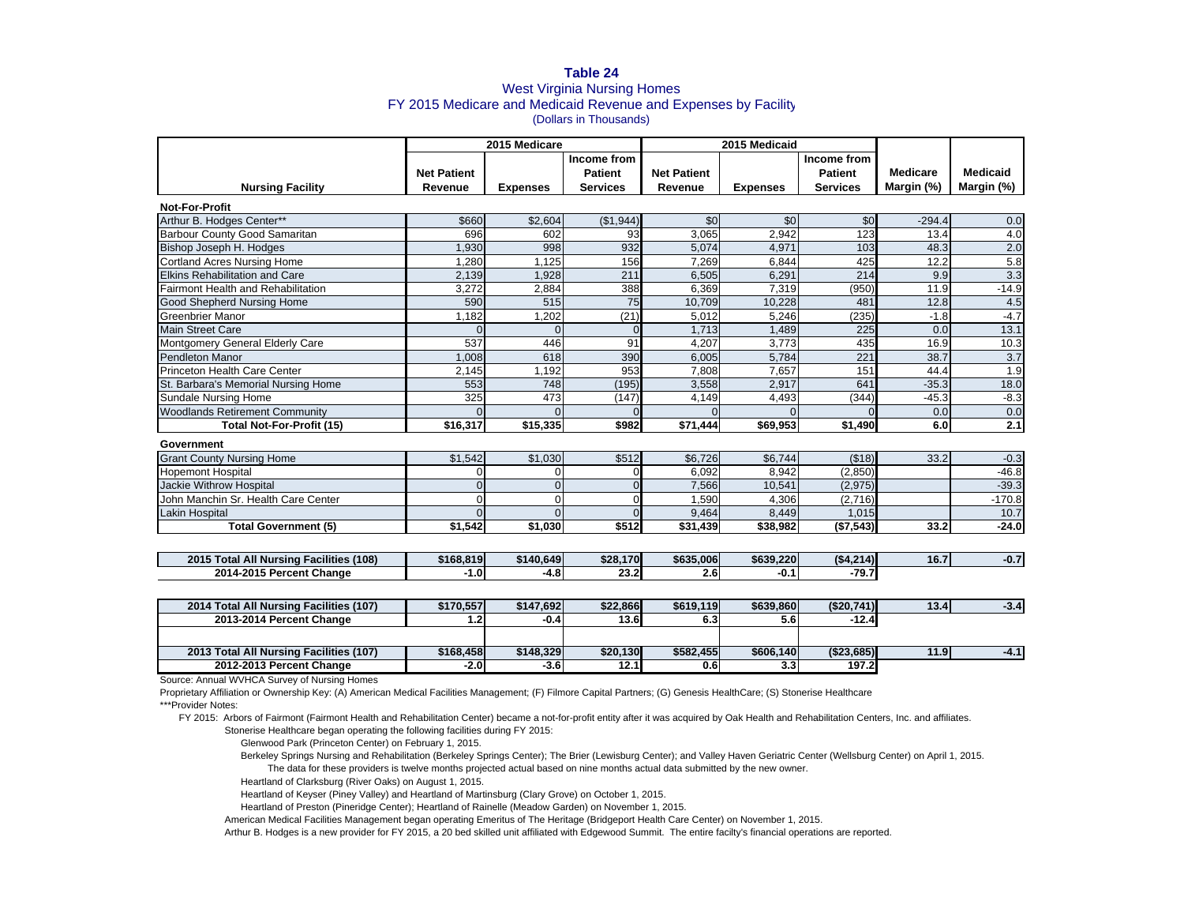**Table 24**

West Virginia Nursing Homes

FY 2015 Medicare and Medicaid Revenue and Expenses by Facility

(Dollars in Thousands)

| Nursing Facility | 2015 Medicare Net Patient Revenue | 2015 Medicare Expenses | 2015 Medicare Income from Patient Services | 2015 Medicaid Net Patient Revenue | 2015 Medicaid Expenses | 2015 Medicaid Income from Patient Services | Medicare Margin (%) | Medicaid Margin (%) |
|---|---|---|---|---|---|---|---|---|
| **Not-For-Profit** | | | | | | | | |
| Arthur B. Hodges Center** | $660 | $2,604 | ($1,944) | $0 | $0 | $0 | -294.4 | 0.0 |
| Barbour County Good Samaritan | 696 | 602 | 93 | 3,065 | 2,942 | 123 | 13.4 | 4.0 |
| Bishop Joseph H. Hodges | 1,930 | 998 | 932 | 5,074 | 4,971 | 103 | 48.3 | 2.0 |
| Cortland Acres Nursing Home | 1,280 | 1,125 | 156 | 7,269 | 6,844 | 425 | 12.2 | 5.8 |
| Elkins Rehabilitation and Care | 2,139 | 1,928 | 211 | 6,505 | 6,291 | 214 | 9.9 | 3.3 |
| Fairmont Health and Rehabilitation | 3,272 | 2,884 | 388 | 6,369 | 7,319 | (950) | 11.9 | -14.9 |
| Good Shepherd Nursing Home | 590 | 515 | 75 | 10,709 | 10,228 | 481 | 12.8 | 4.5 |
| Greenbrier Manor | 1,182 | 1,202 | (21) | 5,012 | 5,246 | (235) | -1.8 | -4.7 |
| Main Street Care | 0 | 0 | 0 | 1,713 | 1,489 | 225 | 0.0 | 13.1 |
| Montgomery General Elderly Care | 537 | 446 | 91 | 4,207 | 3,773 | 435 | 16.9 | 10.3 |
| Pendleton Manor | 1,008 | 618 | 390 | 6,005 | 5,784 | 221 | 38.7 | 3.7 |
| Princeton Health Care Center | 2,145 | 1,192 | 953 | 7,808 | 7,657 | 151 | 44.4 | 1.9 |
| St. Barbara's Memorial Nursing Home | 553 | 748 | (195) | 3,558 | 2,917 | 641 | -35.3 | 18.0 |
| Sundale Nursing Home | 325 | 473 | (147) | 4,149 | 4,493 | (344) | -45.3 | -8.3 |
| Woodlands Retirement Community | 0 | 0 | 0 | 0 | 0 | 0 | 0.0 | 0.0 |
| **Total Not-For-Profit (15)** | **$16,317** | **$15,335** | **$982** | **$71,444** | **$69,953** | **$1,490** | **6.0** | **2.1** |
| **Government** | | | | | | | | |
| Grant County Nursing Home | $1,542 | $1,030 | $512 | $6,726 | $6,744 | ($18) | 33.2 | -0.3 |
| Hopemont Hospital | 0 | 0 | 0 | 6,092 | 8,942 | (2,850) | | -46.8 |
| Jackie Withrow Hospital | 0 | 0 | 0 | 7,566 | 10,541 | (2,975) | | -39.3 |
| John Manchin Sr. Health Care Center | 0 | 0 | 0 | 1,590 | 4,306 | (2,716) | | -170.8 |
| Lakin Hospital | 0 | 0 | 0 | 9,464 | 8,449 | 1,015 | | 10.7 |
| **Total Government (5)** | **$1,542** | **$1,030** | **$512** | **$31,439** | **$38,982** | **($7,543)** | **33.2** | **-24.0** |
| **2015 Total All Nursing Facilities (108)** | **$168,819** | **$140,649** | **$28,170** | **$635,006** | **$639,220** | **($4,214)** | **16.7** | **-0.7** |
| **2014-2015 Percent Change** | **-1.0** | **-4.8** | **23.2** | **2.6** | **-0.1** | **-79.7** | | |
| **2014 Total All Nursing Facilities (107)** | **$170,557** | **$147,692** | **$22,866** | **$619,119** | **$639,860** | **($20,741)** | **13.4** | **-3.4** |
| **2013-2014 Percent Change** | **1.2** | **-0.4** | **13.6** | **6.3** | **5.6** | **-12.4** | | |
| **2013 Total All Nursing Facilities (107)** | **$168,458** | **$148,329** | **$20,130** | **$582,455** | **$606,140** | **($23,685)** | **11.9** | **-4.1** |
| **2012-2013 Percent Change** | **-2.0** | **-3.6** | **12.1** | **0.6** | **3.3** | **197.2** | | |

Source: Annual WVHCA Survey of Nursing Homes

Proprietary Affiliation or Ownership Key: (A) American Medical Facilities Management; (F) Filmore Capital Partners; (G) Genesis HealthCare; (S) Stonerise Healthcare

***Provider Notes:

FY 2015: Arbors of Fairmont (Fairmont Health and Rehabilitation Center) became a not-for-profit entity after it was acquired by Oak Health and Rehabilitation Centers, Inc. and affiliates.

Stonerise Healthcare began operating the following facilities during FY 2015:

Glenwood Park (Princeton Center) on February 1, 2015.

Berkeley Springs Nursing and Rehabilitation (Berkeley Springs Center); The Brier (Lewisburg Center); and Valley Haven Geriatric Center (Wellsburg Center) on April 1, 2015.

The data for these providers is twelve months projected actual based on nine months actual data submitted by the new owner.

Heartland of Clarksburg (River Oaks) on August 1, 2015.

Heartland of Keyser (Piney Valley) and Heartland of Martinsburg (Clary Grove) on October 1, 2015.

Heartland of Preston (Pineridge Center); Heartland of Rainelle (Meadow Garden) on November 1, 2015.

American Medical Facilities Management began operating Emeritus of The Heritage (Bridgeport Health Care Center) on November 1, 2015.

Arthur B. Hodges is a new provider for FY 2015, a 20 bed skilled unit affiliated with Edgewood Summit. The entire facilty's financial operations are reported.